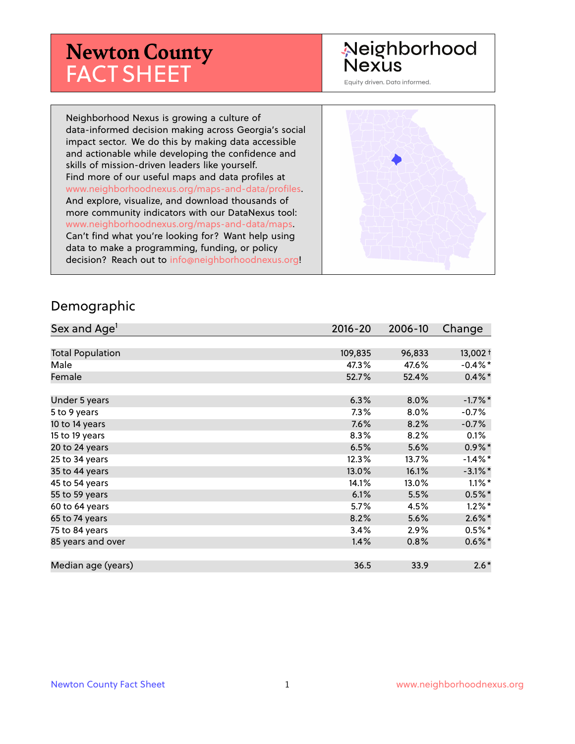# Newton County FACT SHEET

Neighborhood Nexus

Equity driven. Data informed.

Neighborhood Nexus is growing a culture of data-informed decision making across Georgia's social impact sector. We do this by making data accessible and actionable while developing the confidence and skills of mission-driven leaders like yourself. Find more of our useful maps and data profiles at www.neighborhoodnexus.org/maps-and-data/profiles. And explore, visualize, and download thousands of more community indicators with our DataNexus tool: www.neighborhoodnexus.org/maps-and-data/maps. Can't find what you're looking for? Want help using data to make a programming, funding, or policy decision? Reach out to info@neighborhoodnexus.org!

## Demographic

| Sex and Age[1] | 2016-20 | 2006-10 | Change |
|---|---|---|---|
| Total Population | 109,835 | 96,833 | 13,002 † |
| Male | 47.3% | 47.6% | -0.4% * |
| Female | 52.7% | 52.4% | 0.4% * |
| | | | |
| Under 5 years | 6.3% | 8.0% | -1.7% * |
| 5 to 9 years | 7.3% | 8.0% | -0.7% |
| 10 to 14 years | 7.6% | 8.2% | -0.7% |
| 15 to 19 years | 8.3% | 8.2% | 0.1% |
| 20 to 24 years | 6.5% | 5.6% | 0.9% * |
| 25 to 34 years | 12.3% | 13.7% | -1.4% * |
| 35 to 44 years | 13.0% | 16.1% | -3.1% * |
| 45 to 54 years | 14.1% | 13.0% | 1.1% * |
| 55 to 59 years | 6.1% | 5.5% | 0.5% * |
| 60 to 64 years | 5.7% | 4.5% | 1.2% * |
| 65 to 74 years | 8.2% | 5.6% | 2.6% * |
| 75 to 84 years | 3.4% | 2.9% | 0.5% * |
| 85 years and over | 1.4% | 0.8% | 0.6% * |
| | | | |
| Median age (years) | 36.5 | 33.9 | 2.6 * |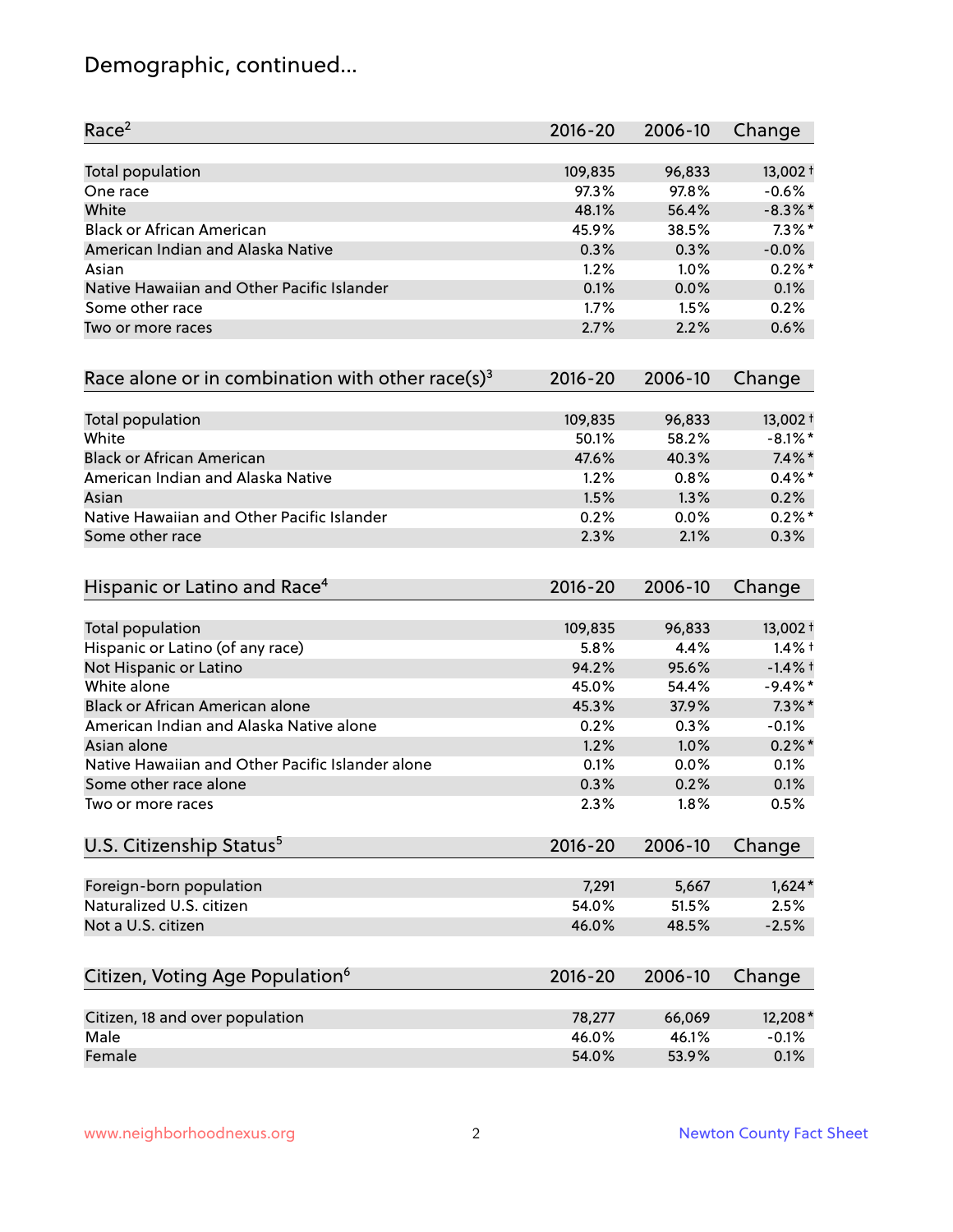# Demographic, continued...

| Race[2] | 2016-20 | 2006-10 | Change |
|---|---|---|---|
| Total population | 109,835 | 96,833 | 13,002 † |
| One race | 97.3% | 97.8% | -0.6% |
| White | 48.1% | 56.4% | -8.3% * |
| Black or African American | 45.9% | 38.5% | 7.3% * |
| American Indian and Alaska Native | 0.3% | 0.3% | -0.0% |
| Asian | 1.2% | 1.0% | 0.2% * |
| Native Hawaiian and Other Pacific Islander | 0.1% | 0.0% | 0.1% |
| Some other race | 1.7% | 1.5% | 0.2% |
| Two or more races | 2.7% | 2.2% | 0.6% |

| Race alone or in combination with other race(s)[3] | 2016-20 | 2006-10 | Change |
|---|---|---|---|
| Total population | 109,835 | 96,833 | 13,002 † |
| White | 50.1% | 58.2% | -8.1% * |
| Black or African American | 47.6% | 40.3% | 7.4% * |
| American Indian and Alaska Native | 1.2% | 0.8% | 0.4% * |
| Asian | 1.5% | 1.3% | 0.2% |
| Native Hawaiian and Other Pacific Islander | 0.2% | 0.0% | 0.2% * |
| Some other race | 2.3% | 2.1% | 0.3% |

| Hispanic or Latino and Race[4] | 2016-20 | 2006-10 | Change |
|---|---|---|---|
| Total population | 109,835 | 96,833 | 13,002 † |
| Hispanic or Latino (of any race) | 5.8% | 4.4% | 1.4% † |
| Not Hispanic or Latino | 94.2% | 95.6% | -1.4% † |
| White alone | 45.0% | 54.4% | -9.4% * |
| Black or African American alone | 45.3% | 37.9% | 7.3% * |
| American Indian and Alaska Native alone | 0.2% | 0.3% | -0.1% |
| Asian alone | 1.2% | 1.0% | 0.2% * |
| Native Hawaiian and Other Pacific Islander alone | 0.1% | 0.0% | 0.1% |
| Some other race alone | 0.3% | 0.2% | 0.1% |
| Two or more races | 2.3% | 1.8% | 0.5% |

| U.S. Citizenship Status[5] | 2016-20 | 2006-10 | Change |
|---|---|---|---|
| Foreign-born population | 7,291 | 5,667 | 1,624 * |
| Naturalized U.S. citizen | 54.0% | 51.5% | 2.5% |
| Not a U.S. citizen | 46.0% | 48.5% | -2.5% |

| Citizen, Voting Age Population[6] | 2016-20 | 2006-10 | Change |
|---|---|---|---|
| Citizen, 18 and over population | 78,277 | 66,069 | 12,208 * |
| Male | 46.0% | 46.1% | -0.1% |
| Female | 54.0% | 53.9% | 0.1% |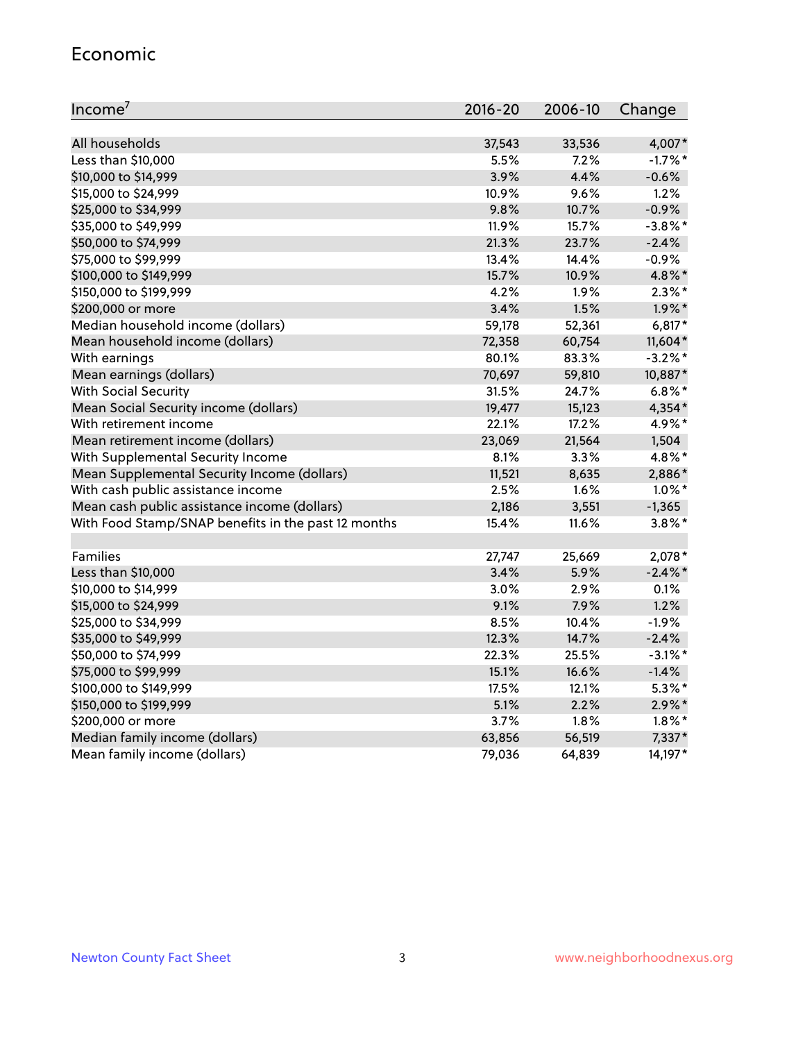## Economic

| Income[7] | 2016-20 | 2006-10 | Change |
|---|---|---|---|
| All households | 37,543 | 33,536 | 4,007* |
| Less than $10,000 | 5.5% | 7.2% | -1.7%* |
| $10,000 to $14,999 | 3.9% | 4.4% | -0.6% |
| $15,000 to $24,999 | 10.9% | 9.6% | 1.2% |
| $25,000 to $34,999 | 9.8% | 10.7% | -0.9% |
| $35,000 to $49,999 | 11.9% | 15.7% | -3.8%* |
| $50,000 to $74,999 | 21.3% | 23.7% | -2.4% |
| $75,000 to $99,999 | 13.4% | 14.4% | -0.9% |
| $100,000 to $149,999 | 15.7% | 10.9% | 4.8%* |
| $150,000 to $199,999 | 4.2% | 1.9% | 2.3%* |
| $200,000 or more | 3.4% | 1.5% | 1.9%* |
| Median household income (dollars) | 59,178 | 52,361 | 6,817* |
| Mean household income (dollars) | 72,358 | 60,754 | 11,604* |
| With earnings | 80.1% | 83.3% | -3.2%* |
| Mean earnings (dollars) | 70,697 | 59,810 | 10,887* |
| With Social Security | 31.5% | 24.7% | 6.8%* |
| Mean Social Security income (dollars) | 19,477 | 15,123 | 4,354* |
| With retirement income | 22.1% | 17.2% | 4.9%* |
| Mean retirement income (dollars) | 23,069 | 21,564 | 1,504 |
| With Supplemental Security Income | 8.1% | 3.3% | 4.8%* |
| Mean Supplemental Security Income (dollars) | 11,521 | 8,635 | 2,886* |
| With cash public assistance income | 2.5% | 1.6% | 1.0%* |
| Mean cash public assistance income (dollars) | 2,186 | 3,551 | -1,365 |
| With Food Stamp/SNAP benefits in the past 12 months | 15.4% | 11.6% | 3.8%* |
| | | | |
| Families | 27,747 | 25,669 | 2,078* |
| Less than $10,000 | 3.4% | 5.9% | -2.4%* |
| $10,000 to $14,999 | 3.0% | 2.9% | 0.1% |
| $15,000 to $24,999 | 9.1% | 7.9% | 1.2% |
| $25,000 to $34,999 | 8.5% | 10.4% | -1.9% |
| $35,000 to $49,999 | 12.3% | 14.7% | -2.4% |
| $50,000 to $74,999 | 22.3% | 25.5% | -3.1%* |
| $75,000 to $99,999 | 15.1% | 16.6% | -1.4% |
| $100,000 to $149,999 | 17.5% | 12.1% | 5.3%* |
| $150,000 to $199,999 | 5.1% | 2.2% | 2.9%* |
| $200,000 or more | 3.7% | 1.8% | 1.8%* |
| Median family income (dollars) | 63,856 | 56,519 | 7,337* |
| Mean family income (dollars) | 79,036 | 64,839 | 14,197* |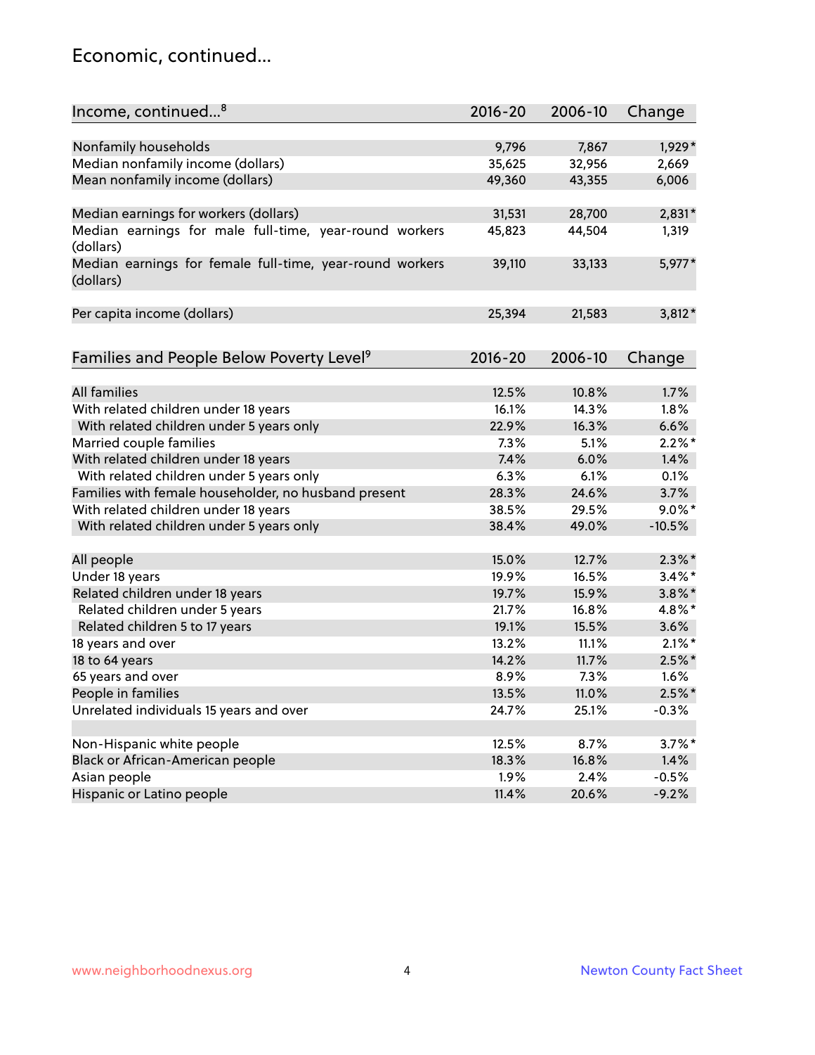## Economic, continued...

| Income, continued...[8] | 2016-20 | 2006-10 | Change |
|---|---|---|---|
| Nonfamily households | 9,796 | 7,867 | 1,929* |
| Median nonfamily income (dollars) | 35,625 | 32,956 | 2,669 |
| Mean nonfamily income (dollars) | 49,360 | 43,355 | 6,006 |
| Median earnings for workers (dollars) | 31,531 | 28,700 | 2,831* |
| Median earnings for male full-time, year-round workers (dollars) | 45,823 | 44,504 | 1,319 |
| Median earnings for female full-time, year-round workers (dollars) | 39,110 | 33,133 | 5,977* |
| Per capita income (dollars) | 25,394 | 21,583 | 3,812* |

| Families and People Below Poverty Level[9] | 2016-20 | 2006-10 | Change |
|---|---|---|---|
| All families | 12.5% | 10.8% | 1.7% |
| With related children under 18 years | 16.1% | 14.3% | 1.8% |
| With related children under 5 years only | 22.9% | 16.3% | 6.6% |
| Married couple families | 7.3% | 5.1% | 2.2%* |
| With related children under 18 years | 7.4% | 6.0% | 1.4% |
| With related children under 5 years only | 6.3% | 6.1% | 0.1% |
| Families with female householder, no husband present | 28.3% | 24.6% | 3.7% |
| With related children under 18 years | 38.5% | 29.5% | 9.0%* |
| With related children under 5 years only | 38.4% | 49.0% | -10.5% |
| All people | 15.0% | 12.7% | 2.3%* |
| Under 18 years | 19.9% | 16.5% | 3.4%* |
| Related children under 18 years | 19.7% | 15.9% | 3.8%* |
| Related children under 5 years | 21.7% | 16.8% | 4.8%* |
| Related children 5 to 17 years | 19.1% | 15.5% | 3.6% |
| 18 years and over | 13.2% | 11.1% | 2.1%* |
| 18 to 64 years | 14.2% | 11.7% | 2.5%* |
| 65 years and over | 8.9% | 7.3% | 1.6% |
| People in families | 13.5% | 11.0% | 2.5%* |
| Unrelated individuals 15 years and over | 24.7% | 25.1% | -0.3% |
| Non-Hispanic white people | 12.5% | 8.7% | 3.7%* |
| Black or African-American people | 18.3% | 16.8% | 1.4% |
| Asian people | 1.9% | 2.4% | -0.5% |
| Hispanic or Latino people | 11.4% | 20.6% | -9.2% |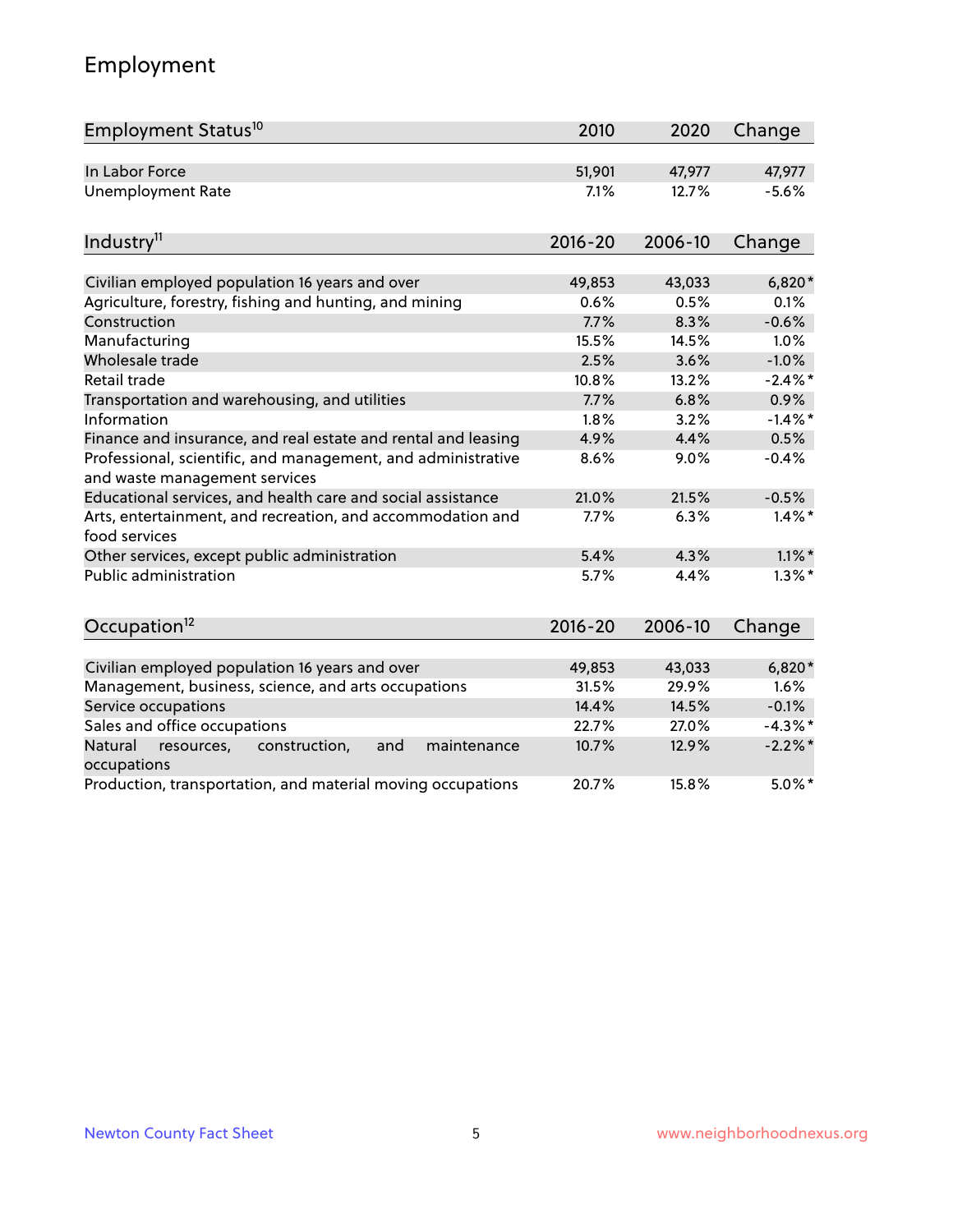# Employment

| Employment Status[10] | 2010 | 2020 | Change |
|---|---|---|---|
| In Labor Force | 51,901 | 47,977 | 47,977 |
| Unemployment Rate | 7.1% | 12.7% | -5.6% |

| Industry[11] | 2016-20 | 2006-10 | Change |
|---|---|---|---|
| Civilian employed population 16 years and over | 49,853 | 43,033 | 6,820* |
| Agriculture, forestry, fishing and hunting, and mining | 0.6% | 0.5% | 0.1% |
| Construction | 7.7% | 8.3% | -0.6% |
| Manufacturing | 15.5% | 14.5% | 1.0% |
| Wholesale trade | 2.5% | 3.6% | -1.0% |
| Retail trade | 10.8% | 13.2% | -2.4%* |
| Transportation and warehousing, and utilities | 7.7% | 6.8% | 0.9% |
| Information | 1.8% | 3.2% | -1.4%* |
| Finance and insurance, and real estate and rental and leasing | 4.9% | 4.4% | 0.5% |
| Professional, scientific, and management, and administrative and waste management services | 8.6% | 9.0% | -0.4% |
| Educational services, and health care and social assistance | 21.0% | 21.5% | -0.5% |
| Arts, entertainment, and recreation, and accommodation and food services | 7.7% | 6.3% | 1.4%* |
| Other services, except public administration | 5.4% | 4.3% | 1.1%* |
| Public administration | 5.7% | 4.4% | 1.3%* |

| Occupation[12] | 2016-20 | 2006-10 | Change |
|---|---|---|---|
| Civilian employed population 16 years and over | 49,853 | 43,033 | 6,820* |
| Management, business, science, and arts occupations | 31.5% | 29.9% | 1.6% |
| Service occupations | 14.4% | 14.5% | -0.1% |
| Sales and office occupations | 22.7% | 27.0% | -4.3%* |
| Natural resources, construction, and maintenance occupations | 10.7% | 12.9% | -2.2%* |
| Production, transportation, and material moving occupations | 20.7% | 15.8% | 5.0%* |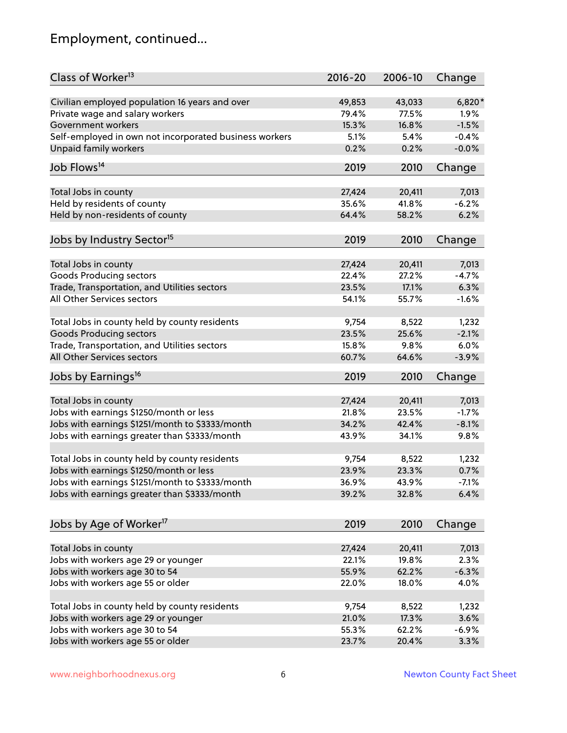# Employment, continued...

| Class of Worker[13] | 2016-20 | 2006-10 | Change |
|---|---|---|---|
| Civilian employed population 16 years and over | 49,853 | 43,033 | 6,820* |
| Private wage and salary workers | 79.4% | 77.5% | 1.9% |
| Government workers | 15.3% | 16.8% | -1.5% |
| Self-employed in own not incorporated business workers | 5.1% | 5.4% | -0.4% |
| Unpaid family workers | 0.2% | 0.2% | -0.0% |

| Job Flows[14] | 2019 | 2010 | Change |
|---|---|---|---|
| Total Jobs in county | 27,424 | 20,411 | 7,013 |
| Held by residents of county | 35.6% | 41.8% | -6.2% |
| Held by non-residents of county | 64.4% | 58.2% | 6.2% |

| Jobs by Industry Sector[15] | 2019 | 2010 | Change |
|---|---|---|---|
| Total Jobs in county | 27,424 | 20,411 | 7,013 |
| Goods Producing sectors | 22.4% | 27.2% | -4.7% |
| Trade, Transportation, and Utilities sectors | 23.5% | 17.1% | 6.3% |
| All Other Services sectors | 54.1% | 55.7% | -1.6% |
| | | | |
| Total Jobs in county held by county residents | 9,754 | 8,522 | 1,232 |
| Goods Producing sectors | 23.5% | 25.6% | -2.1% |
| Trade, Transportation, and Utilities sectors | 15.8% | 9.8% | 6.0% |
| All Other Services sectors | 60.7% | 64.6% | -3.9% |

| Jobs by Earnings[16] | 2019 | 2010 | Change |
|---|---|---|---|
| Total Jobs in county | 27,424 | 20,411 | 7,013 |
| Jobs with earnings $1250/month or less | 21.8% | 23.5% | -1.7% |
| Jobs with earnings $1251/month to $3333/month | 34.2% | 42.4% | -8.1% |
| Jobs with earnings greater than $3333/month | 43.9% | 34.1% | 9.8% |
| | | | |
| Total Jobs in county held by county residents | 9,754 | 8,522 | 1,232 |
| Jobs with earnings $1250/month or less | 23.9% | 23.3% | 0.7% |
| Jobs with earnings $1251/month to $3333/month | 36.9% | 43.9% | -7.1% |
| Jobs with earnings greater than $3333/month | 39.2% | 32.8% | 6.4% |

| Jobs by Age of Worker[17] | 2019 | 2010 | Change |
|---|---|---|---|
| Total Jobs in county | 27,424 | 20,411 | 7,013 |
| Jobs with workers age 29 or younger | 22.1% | 19.8% | 2.3% |
| Jobs with workers age 30 to 54 | 55.9% | 62.2% | -6.3% |
| Jobs with workers age 55 or older | 22.0% | 18.0% | 4.0% |
| | | | |
| Total Jobs in county held by county residents | 9,754 | 8,522 | 1,232 |
| Jobs with workers age 29 or younger | 21.0% | 17.3% | 3.6% |
| Jobs with workers age 30 to 54 | 55.3% | 62.2% | -6.9% |
| Jobs with workers age 55 or older | 23.7% | 20.4% | 3.3% |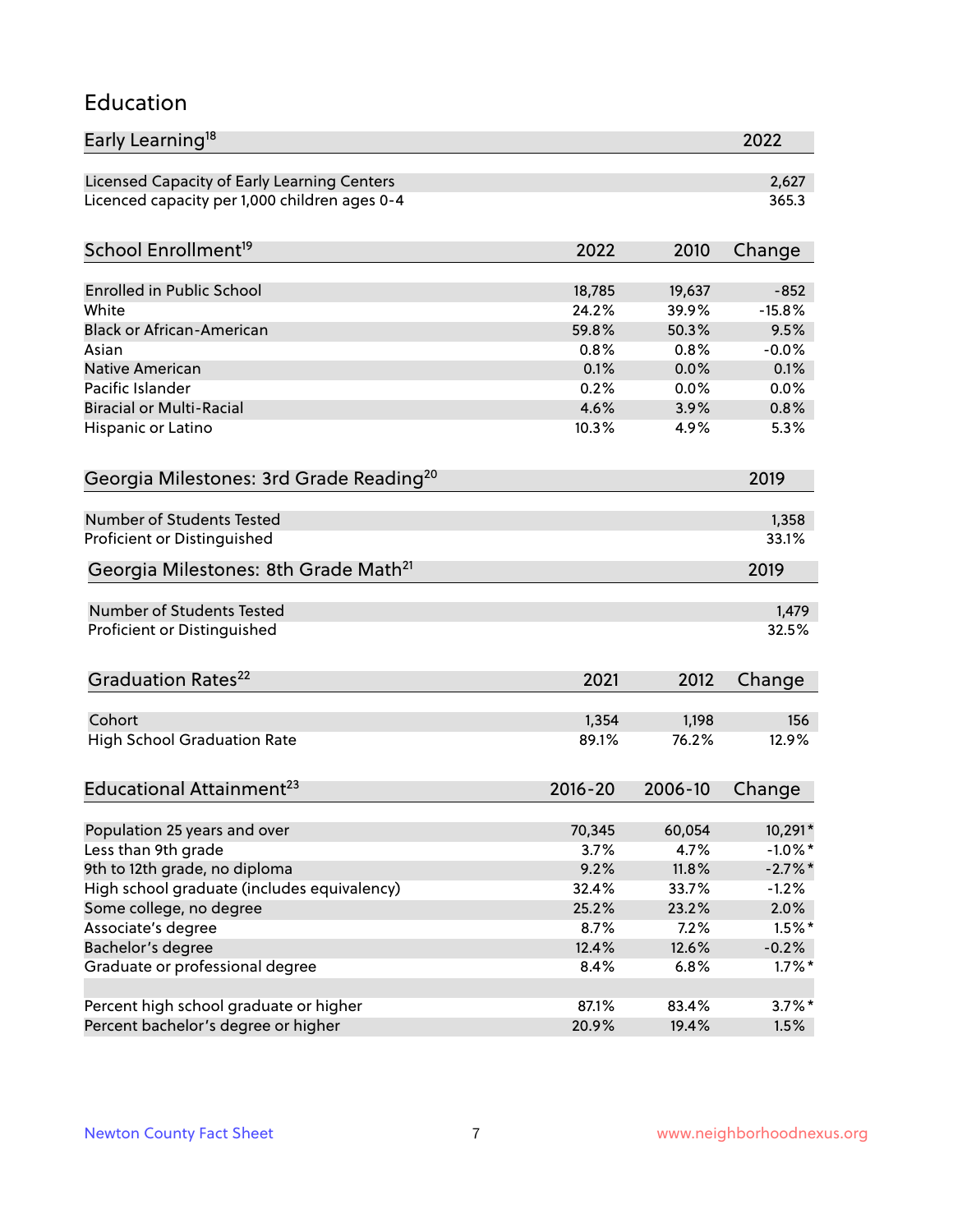## Education

| Early Learning[18] | 2022 |
|---|---|
| Licensed Capacity of Early Learning Centers | 2,627 |
| Licenced capacity per 1,000 children ages 0-4 | 365.3 |

| School Enrollment[19] | 2022 | 2010 | Change |
|---|---|---|---|
| Enrolled in Public School | 18,785 | 19,637 | -852 |
| White | 24.2% | 39.9% | -15.8% |
| Black or African-American | 59.8% | 50.3% | 9.5% |
| Asian | 0.8% | 0.8% | -0.0% |
| Native American | 0.1% | 0.0% | 0.1% |
| Pacific Islander | 0.2% | 0.0% | 0.0% |
| Biracial or Multi-Racial | 4.6% | 3.9% | 0.8% |
| Hispanic or Latino | 10.3% | 4.9% | 5.3% |

| Georgia Milestones: 3rd Grade Reading[20] | 2019 |
|---|---|
| Number of Students Tested | 1,358 |
| Proficient or Distinguished | 33.1% |

| Georgia Milestones: 8th Grade Math[21] | 2019 |
|---|---|
| Number of Students Tested | 1,479 |
| Proficient or Distinguished | 32.5% |

| Graduation Rates[22] | 2021 | 2012 | Change |
|---|---|---|---|
| Cohort | 1,354 | 1,198 | 156 |
| High School Graduation Rate | 89.1% | 76.2% | 12.9% |

| Educational Attainment[23] | 2016-20 | 2006-10 | Change |
|---|---|---|---|
| Population 25 years and over | 70,345 | 60,054 | 10,291* |
| Less than 9th grade | 3.7% | 4.7% | -1.0%* |
| 9th to 12th grade, no diploma | 9.2% | 11.8% | -2.7%* |
| High school graduate (includes equivalency) | 32.4% | 33.7% | -1.2% |
| Some college, no degree | 25.2% | 23.2% | 2.0% |
| Associate's degree | 8.7% | 7.2% | 1.5%* |
| Bachelor's degree | 12.4% | 12.6% | -0.2% |
| Graduate or professional degree | 8.4% | 6.8% | 1.7%* |
| | | | |
| Percent high school graduate or higher | 87.1% | 83.4% | 3.7%* |
| Percent bachelor's degree or higher | 20.9% | 19.4% | 1.5% |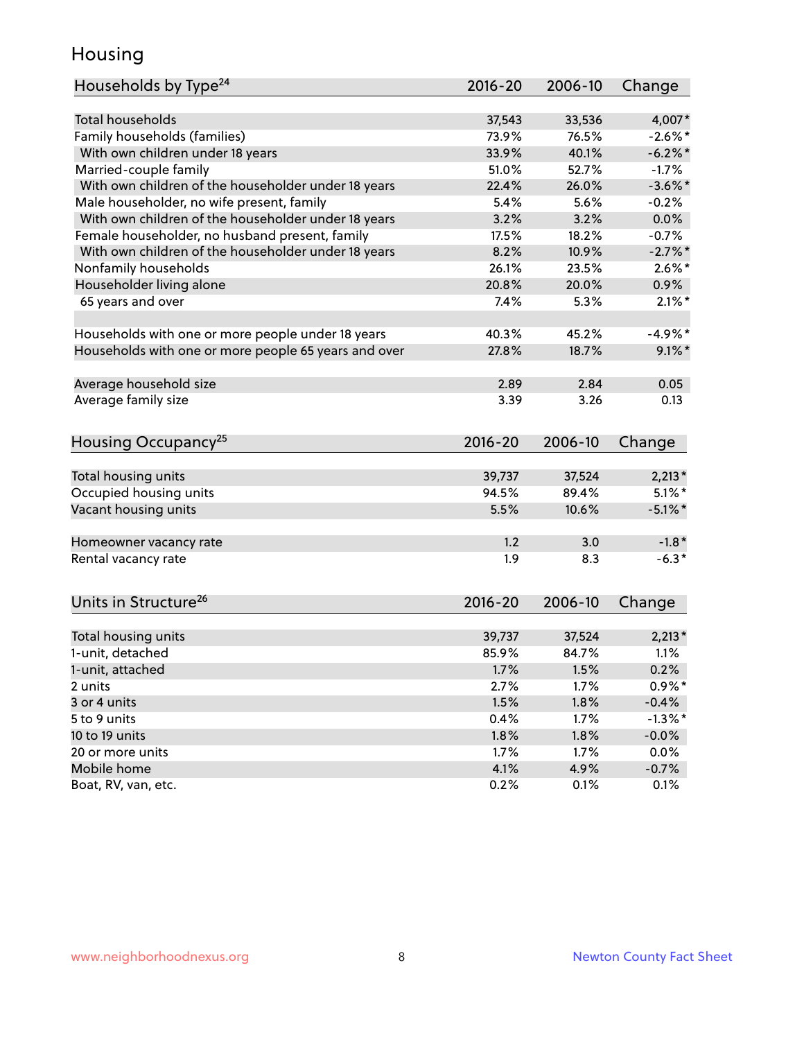# Housing

| Households by Type[24] | 2016-20 | 2006-10 | Change |
|---|---|---|---|
| Total households | 37,543 | 33,536 | 4,007* |
| Family households (families) | 73.9% | 76.5% | -2.6%* |
| With own children under 18 years | 33.9% | 40.1% | -6.2%* |
| Married-couple family | 51.0% | 52.7% | -1.7% |
| With own children of the householder under 18 years | 22.4% | 26.0% | -3.6%* |
| Male householder, no wife present, family | 5.4% | 5.6% | -0.2% |
| With own children of the householder under 18 years | 3.2% | 3.2% | 0.0% |
| Female householder, no husband present, family | 17.5% | 18.2% | -0.7% |
| With own children of the householder under 18 years | 8.2% | 10.9% | -2.7%* |
| Nonfamily households | 26.1% | 23.5% | 2.6%* |
| Householder living alone | 20.8% | 20.0% | 0.9% |
| 65 years and over | 7.4% | 5.3% | 2.1%* |
| | | | |
| Households with one or more people under 18 years | 40.3% | 45.2% | -4.9%* |
| Households with one or more people 65 years and over | 27.8% | 18.7% | 9.1%* |
| | | | |
| Average household size | 2.89 | 2.84 | 0.05 |
| Average family size | 3.39 | 3.26 | 0.13 |

| Housing Occupancy[25] | 2016-20 | 2006-10 | Change |
|---|---|---|---|
| Total housing units | 39,737 | 37,524 | 2,213* |
| Occupied housing units | 94.5% | 89.4% | 5.1%* |
| Vacant housing units | 5.5% | 10.6% | -5.1%* |
| | | | |
| Homeowner vacancy rate | 1.2 | 3.0 | -1.8* |
| Rental vacancy rate | 1.9 | 8.3 | -6.3* |

| Units in Structure[26] | 2016-20 | 2006-10 | Change |
|---|---|---|---|
| Total housing units | 39,737 | 37,524 | 2,213* |
| 1-unit, detached | 85.9% | 84.7% | 1.1% |
| 1-unit, attached | 1.7% | 1.5% | 0.2% |
| 2 units | 2.7% | 1.7% | 0.9%* |
| 3 or 4 units | 1.5% | 1.8% | -0.4% |
| 5 to 9 units | 0.4% | 1.7% | -1.3%* |
| 10 to 19 units | 1.8% | 1.8% | -0.0% |
| 20 or more units | 1.7% | 1.7% | 0.0% |
| Mobile home | 4.1% | 4.9% | -0.7% |
| Boat, RV, van, etc. | 0.2% | 0.1% | 0.1% |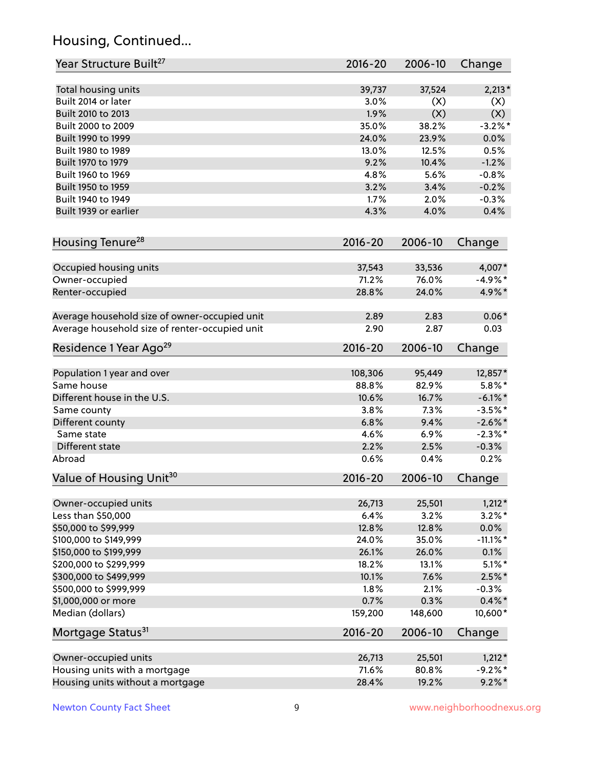# Housing, Continued...

| Year Structure Built[27] | 2016-20 | 2006-10 | Change |
|---|---|---|---|
| Total housing units | 39,737 | 37,524 | 2,213* |
| Built 2014 or later | 3.0% | (X) | (X) |
| Built 2010 to 2013 | 1.9% | (X) | (X) |
| Built 2000 to 2009 | 35.0% | 38.2% | -3.2%* |
| Built 1990 to 1999 | 24.0% | 23.9% | 0.0% |
| Built 1980 to 1989 | 13.0% | 12.5% | 0.5% |
| Built 1970 to 1979 | 9.2% | 10.4% | -1.2% |
| Built 1960 to 1969 | 4.8% | 5.6% | -0.8% |
| Built 1950 to 1959 | 3.2% | 3.4% | -0.2% |
| Built 1940 to 1949 | 1.7% | 2.0% | -0.3% |
| Built 1939 or earlier | 4.3% | 4.0% | 0.4% |

| Housing Tenure[28] | 2016-20 | 2006-10 | Change |
|---|---|---|---|
| Occupied housing units | 37,543 | 33,536 | 4,007* |
| Owner-occupied | 71.2% | 76.0% | -4.9%* |
| Renter-occupied | 28.8% | 24.0% | 4.9%* |
| Average household size of owner-occupied unit | 2.89 | 2.83 | 0.06* |
| Average household size of renter-occupied unit | 2.90 | 2.87 | 0.03 |

| Residence 1 Year Ago[29] | 2016-20 | 2006-10 | Change |
|---|---|---|---|
| Population 1 year and over | 108,306 | 95,449 | 12,857* |
| Same house | 88.8% | 82.9% | 5.8%* |
| Different house in the U.S. | 10.6% | 16.7% | -6.1%* |
| Same county | 3.8% | 7.3% | -3.5%* |
| Different county | 6.8% | 9.4% | -2.6%* |
| Same state | 4.6% | 6.9% | -2.3%* |
| Different state | 2.2% | 2.5% | -0.3% |
| Abroad | 0.6% | 0.4% | 0.2% |

| Value of Housing Unit[30] | 2016-20 | 2006-10 | Change |
|---|---|---|---|
| Owner-occupied units | 26,713 | 25,501 | 1,212* |
| Less than $50,000 | 6.4% | 3.2% | 3.2%* |
| $50,000 to $99,999 | 12.8% | 12.8% | 0.0% |
| $100,000 to $149,999 | 24.0% | 35.0% | -11.1%* |
| $150,000 to $199,999 | 26.1% | 26.0% | 0.1% |
| $200,000 to $299,999 | 18.2% | 13.1% | 5.1%* |
| $300,000 to $499,999 | 10.1% | 7.6% | 2.5%* |
| $500,000 to $999,999 | 1.8% | 2.1% | -0.3% |
| $1,000,000 or more | 0.7% | 0.3% | 0.4%* |
| Median (dollars) | 159,200 | 148,600 | 10,600* |

| Mortgage Status[31] | 2016-20 | 2006-10 | Change |
|---|---|---|---|
| Owner-occupied units | 26,713 | 25,501 | 1,212* |
| Housing units with a mortgage | 71.6% | 80.8% | -9.2%* |
| Housing units without a mortgage | 28.4% | 19.2% | 9.2%* |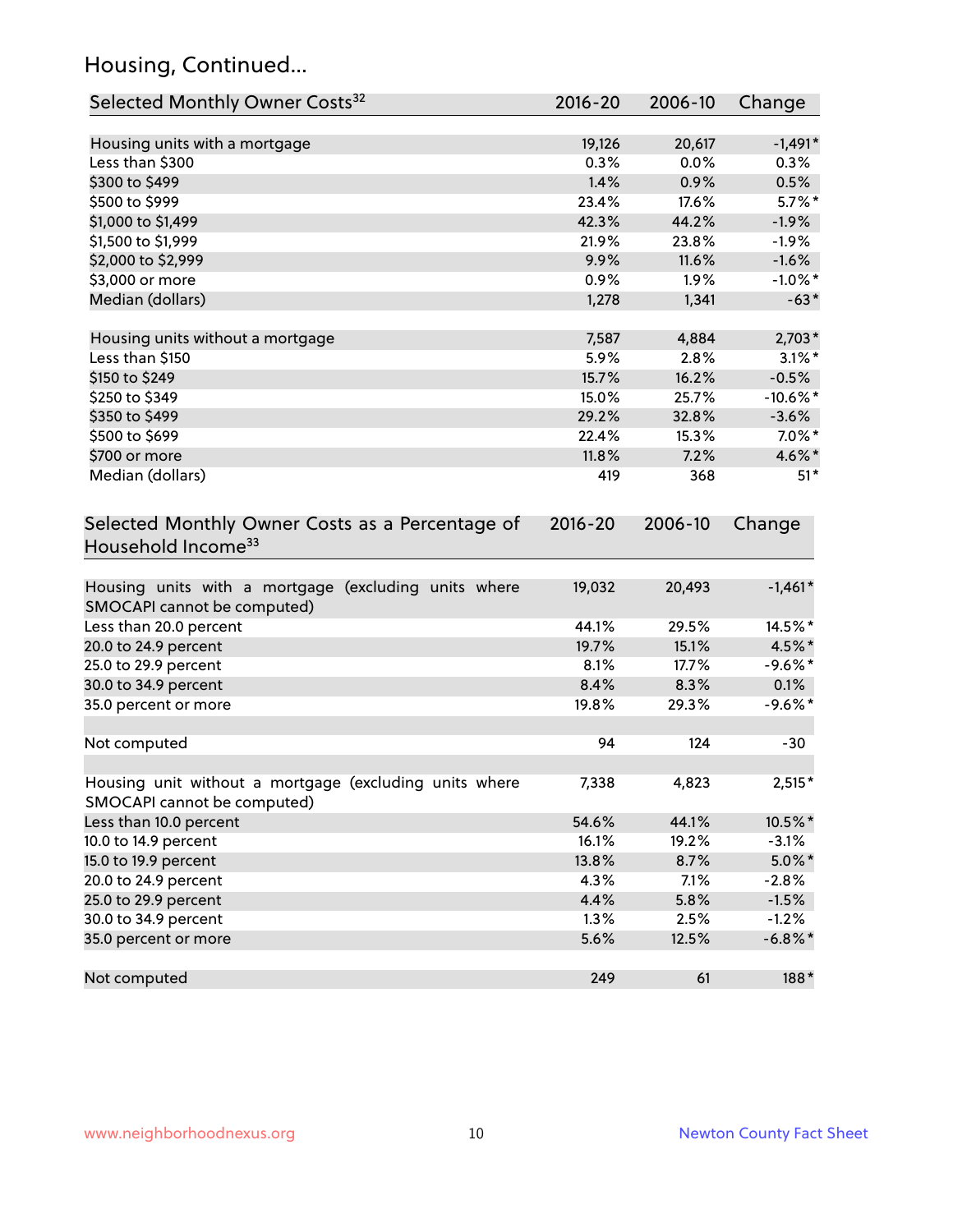## Housing, Continued...

| Selected Monthly Owner Costs[32] | 2016-20 | 2006-10 | Change |
|---|---|---|---|
| Housing units with a mortgage | 19,126 | 20,617 | -1,491* |
| Less than $300 | 0.3% | 0.0% | 0.3% |
| $300 to $499 | 1.4% | 0.9% | 0.5% |
| $500 to $999 | 23.4% | 17.6% | 5.7%* |
| $1,000 to $1,499 | 42.3% | 44.2% | -1.9% |
| $1,500 to $1,999 | 21.9% | 23.8% | -1.9% |
| $2,000 to $2,999 | 9.9% | 11.6% | -1.6% |
| $3,000 or more | 0.9% | 1.9% | -1.0%* |
| Median (dollars) | 1,278 | 1,341 | -63* |
| | | | |
| Housing units without a mortgage | 7,587 | 4,884 | 2,703* |
| Less than $150 | 5.9% | 2.8% | 3.1%* |
| $150 to $249 | 15.7% | 16.2% | -0.5% |
| $250 to $349 | 15.0% | 25.7% | -10.6%* |
| $350 to $499 | 29.2% | 32.8% | -3.6% |
| $500 to $699 | 22.4% | 15.3% | 7.0%* |
| $700 or more | 11.8% | 7.2% | 4.6%* |
| Median (dollars) | 419 | 368 | 51* |

| Selected Monthly Owner Costs as a Percentage of Household Income[33] | 2016-20 | 2006-10 | Change |
|---|---|---|---|
| Housing units with a mortgage (excluding units where SMOCAPI cannot be computed) | 19,032 | 20,493 | -1,461* |
| Less than 20.0 percent | 44.1% | 29.5% | 14.5%* |
| 20.0 to 24.9 percent | 19.7% | 15.1% | 4.5%* |
| 25.0 to 29.9 percent | 8.1% | 17.7% | -9.6%* |
| 30.0 to 34.9 percent | 8.4% | 8.3% | 0.1% |
| 35.0 percent or more | 19.8% | 29.3% | -9.6%* |
| | | | |
| Not computed | 94 | 124 | -30 |
| | | | |
| Housing unit without a mortgage (excluding units where SMOCAPI cannot be computed) | 7,338 | 4,823 | 2,515* |
| Less than 10.0 percent | 54.6% | 44.1% | 10.5%* |
| 10.0 to 14.9 percent | 16.1% | 19.2% | -3.1% |
| 15.0 to 19.9 percent | 13.8% | 8.7% | 5.0%* |
| 20.0 to 24.9 percent | 4.3% | 7.1% | -2.8% |
| 25.0 to 29.9 percent | 4.4% | 5.8% | -1.5% |
| 30.0 to 34.9 percent | 1.3% | 2.5% | -1.2% |
| 35.0 percent or more | 5.6% | 12.5% | -6.8%* |
| | | | |
| Not computed | 249 | 61 | 188* |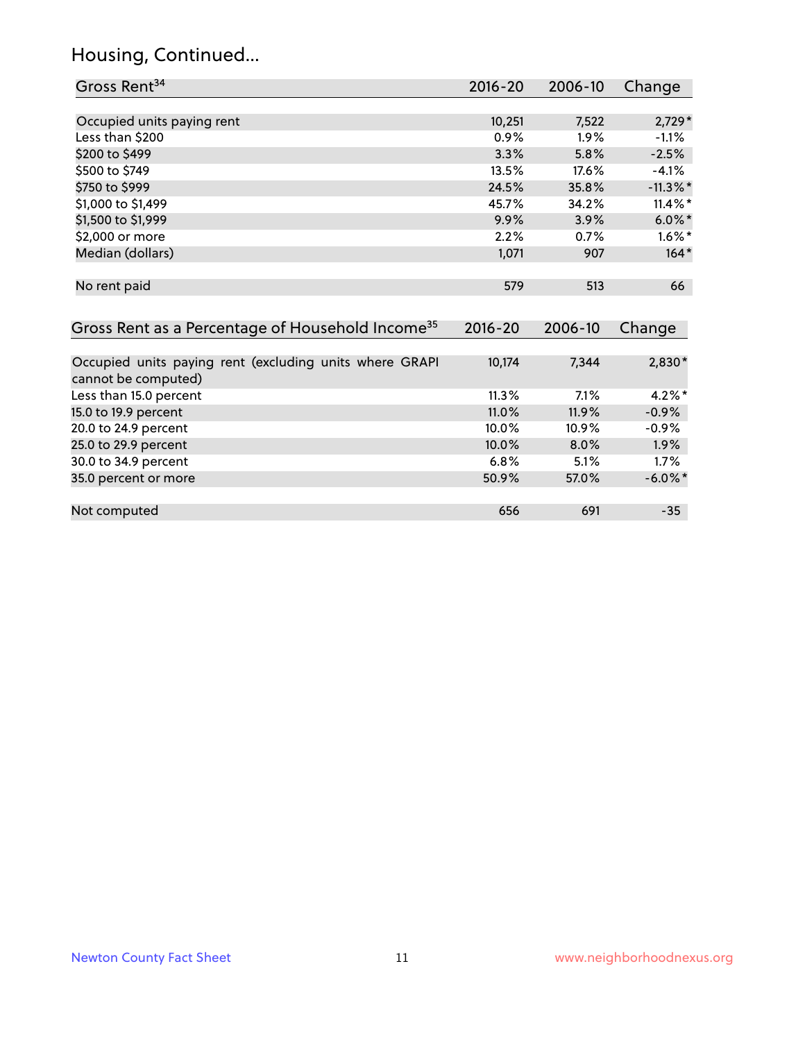## Housing, Continued...

| Gross Rent[34] | 2016-20 | 2006-10 | Change |
|---|---|---|---|
| Occupied units paying rent | 10,251 | 7,522 | 2,729* |
| Less than $200 | 0.9% | 1.9% | -1.1% |
| $200 to $499 | 3.3% | 5.8% | -2.5% |
| $500 to $749 | 13.5% | 17.6% | -4.1% |
| $750 to $999 | 24.5% | 35.8% | -11.3%* |
| $1,000 to $1,499 | 45.7% | 34.2% | 11.4%* |
| $1,500 to $1,999 | 9.9% | 3.9% | 6.0%* |
| $2,000 or more | 2.2% | 0.7% | 1.6%* |
| Median (dollars) | 1,071 | 907 | 164* |
| No rent paid | 579 | 513 | 66 |

| Gross Rent as a Percentage of Household Income[35] | 2016-20 | 2006-10 | Change |
|---|---|---|---|
| Occupied units paying rent (excluding units where GRAPI cannot be computed) | 10,174 | 7,344 | 2,830* |
| Less than 15.0 percent | 11.3% | 7.1% | 4.2%* |
| 15.0 to 19.9 percent | 11.0% | 11.9% | -0.9% |
| 20.0 to 24.9 percent | 10.0% | 10.9% | -0.9% |
| 25.0 to 29.9 percent | 10.0% | 8.0% | 1.9% |
| 30.0 to 34.9 percent | 6.8% | 5.1% | 1.7% |
| 35.0 percent or more | 50.9% | 57.0% | -6.0%* |
| Not computed | 656 | 691 | -35 |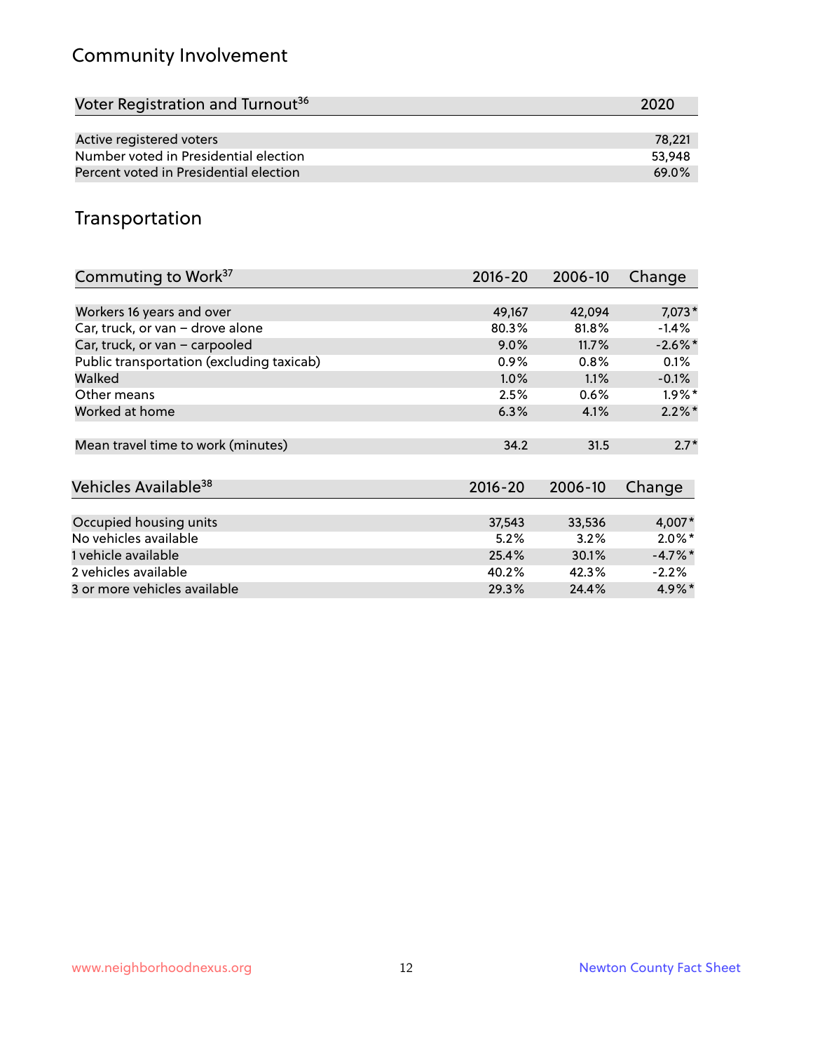## Community Involvement

| Voter Registration and Turnout[36] | 2020 |
|---|---|
| Active registered voters | 78,221 |
| Number voted in Presidential election | 53,948 |
| Percent voted in Presidential election | 69.0% |

## Transportation

| Commuting to Work[37] | 2016-20 | 2006-10 | Change |
|---|---|---|---|
| Workers 16 years and over | 49,167 | 42,094 | 7,073* |
| Car, truck, or van – drove alone | 80.3% | 81.8% | -1.4% |
| Car, truck, or van – carpooled | 9.0% | 11.7% | -2.6%* |
| Public transportation (excluding taxicab) | 0.9% | 0.8% | 0.1% |
| Walked | 1.0% | 1.1% | -0.1% |
| Other means | 2.5% | 0.6% | 1.9%* |
| Worked at home | 6.3% | 4.1% | 2.2%* |
| Mean travel time to work (minutes) | 34.2 | 31.5 | 2.7* |

| Vehicles Available[38] | 2016-20 | 2006-10 | Change |
|---|---|---|---|
| Occupied housing units | 37,543 | 33,536 | 4,007* |
| No vehicles available | 5.2% | 3.2% | 2.0%* |
| 1 vehicle available | 25.4% | 30.1% | -4.7%* |
| 2 vehicles available | 40.2% | 42.3% | -2.2% |
| 3 or more vehicles available | 29.3% | 24.4% | 4.9%* |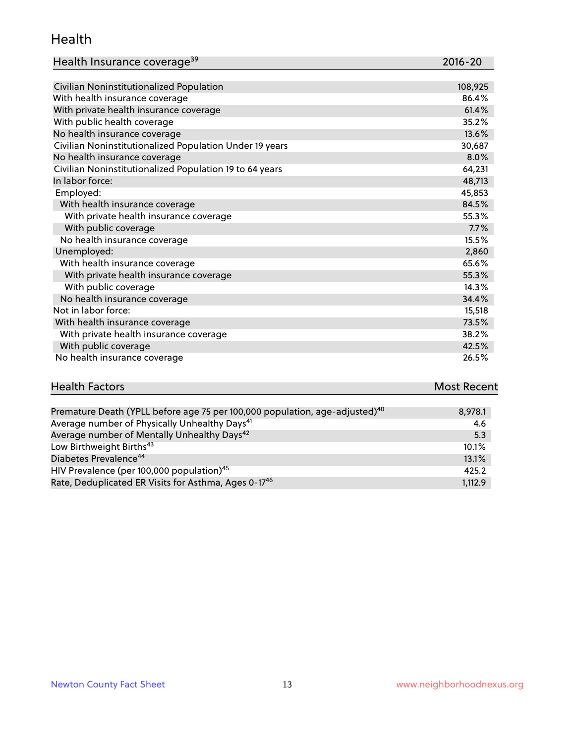## Health

| Health Insurance coverage[39] | 2016-20 |
|---|---|
| Civilian Noninstitutionalized Population | 108,925 |
| With health insurance coverage | 86.4% |
| With private health insurance coverage | 61.4% |
| With public health coverage | 35.2% |
| No health insurance coverage | 13.6% |
| Civilian Noninstitutionalized Population Under 19 years | 30,687 |
| No health insurance coverage | 8.0% |
| Civilian Noninstitutionalized Population 19 to 64 years | 64,231 |
| In labor force: | 48,713 |
| Employed: | 45,853 |
| With health insurance coverage | 84.5% |
| With private health insurance coverage | 55.3% |
| With public coverage | 7.7% |
| No health insurance coverage | 15.5% |
| Unemployed: | 2,860 |
| With health insurance coverage | 65.6% |
| With private health insurance coverage | 55.3% |
| With public coverage | 14.3% |
| No health insurance coverage | 34.4% |
| Not in labor force: | 15,518 |
| With health insurance coverage | 73.5% |
| With private health insurance coverage | 38.2% |
| With public coverage | 42.5% |
| No health insurance coverage | 26.5% |

| Health Factors | Most Recent |
|---|---|
| Premature Death (YPLL before age 75 per 100,000 population, age-adjusted)[40] | 8,978.1 |
| Average number of Physically Unhealthy Days[41] | 4.6 |
| Average number of Mentally Unhealthy Days[42] | 5.3 |
| Low Birthweight Births[43] | 10.1% |
| Diabetes Prevalence[44] | 13.1% |
| HIV Prevalence (per 100,000 population)[45] | 425.2 |
| Rate, Deduplicated ER Visits for Asthma, Ages 0-17[46] | 1,112.9 |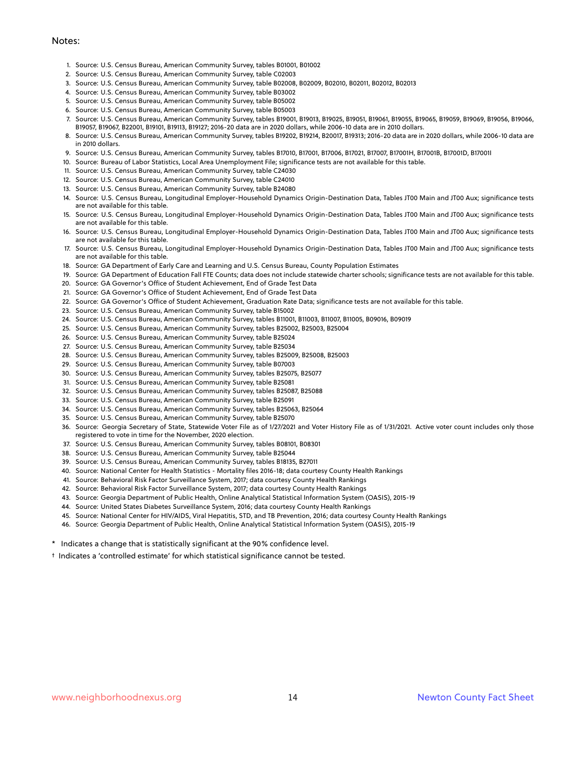Notes:

1. Source: U.S. Census Bureau, American Community Survey, tables B01001, B01002
2. Source: U.S. Census Bureau, American Community Survey, table C02003
3. Source: U.S. Census Bureau, American Community Survey, table B02008, B02009, B02010, B02011, B02012, B02013
4. Source: U.S. Census Bureau, American Community Survey, table B03002
5. Source: U.S. Census Bureau, American Community Survey, table B05002
6. Source: U.S. Census Bureau, American Community Survey, table B05003
7. Source: U.S. Census Bureau, American Community Survey, tables B19001, B19013, B19025, B19051, B19061, B19055, B19065, B19059, B19069, B19056, B19066, B19057, B19067, B22001, B19101, B19113, B19127; 2016-20 data are in 2020 dollars, while 2006-10 data are in 2010 dollars.
8. Source: U.S. Census Bureau, American Community Survey, tables B19202, B19214, B20017, B19313; 2016-20 data are in 2020 dollars, while 2006-10 data are in 2010 dollars.
9. Source: U.S. Census Bureau, American Community Survey, tables B17010, B17001, B17006, B17021, B17007, B17001H, B17001B, B17001D, B17001I
10. Source: Bureau of Labor Statistics, Local Area Unemployment File; significance tests are not available for this table.
11. Source: U.S. Census Bureau, American Community Survey, table C24030
12. Source: U.S. Census Bureau, American Community Survey, table C24010
13. Source: U.S. Census Bureau, American Community Survey, table B24080
14. Source: U.S. Census Bureau, Longitudinal Employer-Household Dynamics Origin-Destination Data, Tables JT00 Main and JT00 Aux; significance tests are not available for this table.
15. Source: U.S. Census Bureau, Longitudinal Employer-Household Dynamics Origin-Destination Data, Tables JT00 Main and JT00 Aux; significance tests are not available for this table.
16. Source: U.S. Census Bureau, Longitudinal Employer-Household Dynamics Origin-Destination Data, Tables JT00 Main and JT00 Aux; significance tests are not available for this table.
17. Source: U.S. Census Bureau, Longitudinal Employer-Household Dynamics Origin-Destination Data, Tables JT00 Main and JT00 Aux; significance tests are not available for this table.
18. Source: GA Department of Early Care and Learning and U.S. Census Bureau, County Population Estimates
19. Source: GA Department of Education Fall FTE Counts; data does not include statewide charter schools; significance tests are not available for this table.
20. Source: GA Governor's Office of Student Achievement, End of Grade Test Data
21. Source: GA Governor's Office of Student Achievement, End of Grade Test Data
22. Source: GA Governor's Office of Student Achievement, Graduation Rate Data; significance tests are not available for this table.
23. Source: U.S. Census Bureau, American Community Survey, table B15002
24. Source: U.S. Census Bureau, American Community Survey, tables B11001, B11003, B11007, B11005, B09016, B09019
25. Source: U.S. Census Bureau, American Community Survey, tables B25002, B25003, B25004
26. Source: U.S. Census Bureau, American Community Survey, table B25024
27. Source: U.S. Census Bureau, American Community Survey, table B25034
28. Source: U.S. Census Bureau, American Community Survey, tables B25009, B25008, B25003
29. Source: U.S. Census Bureau, American Community Survey, table B07003
30. Source: U.S. Census Bureau, American Community Survey, tables B25075, B25077
31. Source: U.S. Census Bureau, American Community Survey, table B25081
32. Source: U.S. Census Bureau, American Community Survey, tables B25087, B25088
33. Source: U.S. Census Bureau, American Community Survey, table B25091
34. Source: U.S. Census Bureau, American Community Survey, tables B25063, B25064
35. Source: U.S. Census Bureau, American Community Survey, table B25070
36. Source: Georgia Secretary of State, Statewide Voter File as of 1/27/2021 and Voter History File as of 1/31/2021. Active voter count includes only those registered to vote in time for the November, 2020 election.
37. Source: U.S. Census Bureau, American Community Survey, tables B08101, B08301
38. Source: U.S. Census Bureau, American Community Survey, table B25044
39. Source: U.S. Census Bureau, American Community Survey, tables B18135, B27011
40. Source: National Center for Health Statistics - Mortality files 2016-18; data courtesy County Health Rankings
41. Source: Behavioral Risk Factor Surveillance System, 2017; data courtesy County Health Rankings
42. Source: Behavioral Risk Factor Surveillance System, 2017; data courtesy County Health Rankings
43. Source: Georgia Department of Public Health, Online Analytical Statistical Information System (OASIS), 2015-19
44. Source: United States Diabetes Surveillance System, 2016; data courtesy County Health Rankings
45. Source: National Center for HIV/AIDS, Viral Hepatitis, STD, and TB Prevention, 2016; data courtesy County Health Rankings
46. Source: Georgia Department of Public Health, Online Analytical Statistical Information System (OASIS), 2015-19

\* Indicates a change that is statistically significant at the 90% confidence level.

† Indicates a 'controlled estimate' for which statistical significance cannot be tested.